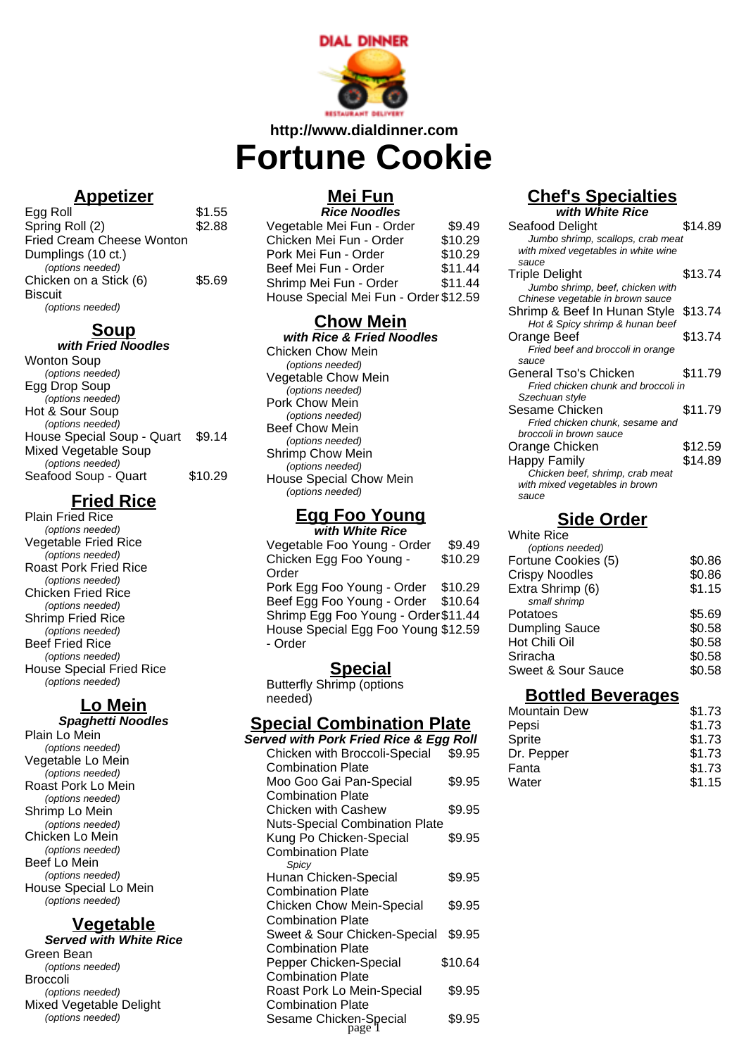DIAL DINNER

RESTAURANT DELIVERY

**http://www.dialdinner.com**

# Fortune Cookie

## Appetizer

| Item | Price |
|---|---|
| Egg Roll | $1.55 |
| Spring Roll (2) | $2.88 |
| Fried Cream Cheese Wonton | |
| Dumplings (10 ct.) *(options needed)* | |
| Chicken on a Stick (6) | $5.69 |
| Biscuit *(options needed)* | |

## Soup

***with Fried Noodles***

| Item | Price |
|---|---|
| Wonton Soup *(options needed)* | |
| Egg Drop Soup *(options needed)* | |
| Hot & Sour Soup *(options needed)* | |
| House Special Soup - Quart | $9.14 |
| Mixed Vegetable Soup *(options needed)* | |
| Seafood Soup - Quart | $10.29 |

## Fried Rice

- Plain Fried Rice *(options needed)*
- Vegetable Fried Rice *(options needed)*
- Roast Pork Fried Rice *(options needed)*
- Chicken Fried Rice *(options needed)*
- Shrimp Fried Rice *(options needed)*
- Beef Fried Rice *(options needed)*
- House Special Fried Rice *(options needed)*

## Lo Mein

***Spaghetti Noodles***

- Plain Lo Mein *(options needed)*
- Vegetable Lo Mein *(options needed)*
- Roast Pork Lo Mein *(options needed)*
- Shrimp Lo Mein *(options needed)*
- Chicken Lo Mein *(options needed)*
- Beef Lo Mein *(options needed)*
- House Special Lo Mein *(options needed)*

## Vegetable

***Served with White Rice***

- Green Bean *(options needed)*
- Broccoli *(options needed)*
- Mixed Vegetable Delight *(options needed)*

## Mei Fun

***Rice Noodles***

| Item | Price |
|---|---|
| Vegetable Mei Fun - Order | $9.49 |
| Chicken Mei Fun - Order | $10.29 |
| Pork Mei Fun - Order | $10.29 |
| Beef Mei Fun - Order | $11.44 |
| Shrimp Mei Fun - Order | $11.44 |
| House Special Mei Fun - Order | $12.59 |

## Chow Mein

***with Rice & Fried Noodles***

- Chicken Chow Mein *(options needed)*
- Vegetable Chow Mein *(options needed)*
- Pork Chow Mein *(options needed)*
- Beef Chow Mein *(options needed)*
- Shrimp Chow Mein *(options needed)*
- House Special Chow Mein *(options needed)*

## Egg Foo Young

***with White Rice***

| Item | Price |
|---|---|
| Vegetable Foo Young - Order | $9.49 |
| Chicken Egg Foo Young - Order | $10.29 |
| Pork Egg Foo Young - Order | $10.29 |
| Beef Egg Foo Young - Order | $10.64 |
| Shrimp Egg Foo Young - Order | $11.44 |
| House Special Egg Foo Young - Order | $12.59 |

## Special

- Butterfly Shrimp (options needed)

## Special Combination Plate

***Served with Pork Fried Rice & Egg Roll***

| Item | Price |
|---|---|
| Chicken with Broccoli-Special Combination Plate | $9.95 |
| Moo Goo Gai Pan-Special Combination Plate | $9.95 |
| Chicken with Cashew Nuts-Special Combination Plate | $9.95 |
| Kung Po Chicken-Special Combination Plate *(Spicy)* | $9.95 |
| Hunan Chicken-Special Combination Plate | $9.95 |
| Chicken Chow Mein-Special Combination Plate | $9.95 |
| Sweet & Sour Chicken-Special Combination Plate | $9.95 |
| Pepper Chicken-Special Combination Plate | $10.64 |
| Roast Pork Lo Mein-Special Combination Plate | $9.95 |
| Sesame Chicken-Special | $9.95 |

## Chef's Specialties

***with White Rice***

| Item | Price |
|---|---|
| Seafood Delight *(Jumbo shrimp, scallops, crab meat with mixed vegetables in white wine sauce)* | $14.89 |
| Triple Delight *(Jumbo shrimp, beef, chicken with Chinese vegetable in brown sauce)* | $13.74 |
| Shrimp & Beef In Hunan Style *(Hot & Spicy shrimp & hunan beef)* | $13.74 |
| Orange Beef *(Fried beef and broccoli in orange sauce)* | $13.74 |
| General Tso's Chicken *(Fried chicken chunk and broccoli in Szechuan style)* | $11.79 |
| Sesame Chicken *(Fried chicken chunk, sesame and broccoli in brown sauce)* | $11.79 |
| Orange Chicken | $12.59 |
| Happy Family *(Chicken beef, shrimp, crab meat with mixed vegetables in brown sauce)* | $14.89 |

## Side Order

| Item | Price |
|---|---|
| White Rice *(options needed)* | |
| Fortune Cookies (5) | $0.86 |
| Crispy Noodles | $0.86 |
| Extra Shrimp (6) *(small shrimp)* | $1.15 |
| Potatoes | $5.69 |
| Dumpling Sauce | $0.58 |
| Hot Chili Oil | $0.58 |
| Sriracha | $0.58 |
| Sweet & Sour Sauce | $0.58 |

## Bottled Beverages

| Item | Price |
|---|---|
| Mountain Dew | $1.73 |
| Pepsi | $1.73 |
| Sprite | $1.73 |
| Dr. Pepper | $1.73 |
| Fanta | $1.73 |
| Water | $1.15 |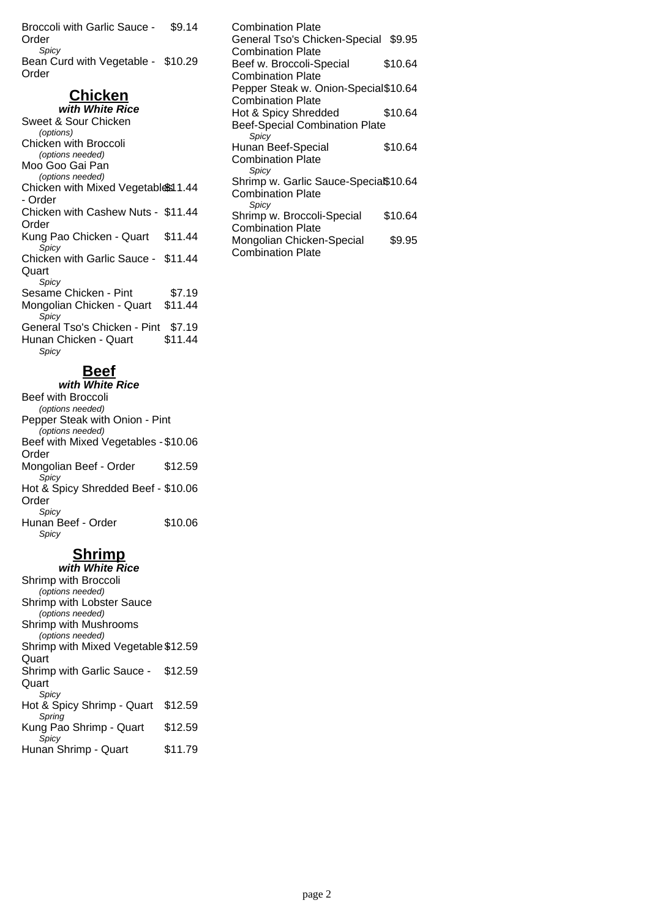Broccoli with Garlic Sauce - Order — $9.14
*Spicy*

Bean Curd with Vegetable - Order — $10.29

## Chicken

***with White Rice***

Sweet & Sour Chicken
*(options)*

Chicken with Broccoli
*(options needed)*

Moo Goo Gai Pan
*(options needed)*

Chicken with Mixed Vegetables - Order — $11.44

Chicken with Cashew Nuts - Order — $11.44

Kung Pao Chicken - Quart — $11.44
*Spicy*

Chicken with Garlic Sauce - Quart — $11.44
*Spicy*

Sesame Chicken - Pint — $7.19

Mongolian Chicken - Quart — $11.44
*Spicy*

General Tso's Chicken - Pint — $7.19

Hunan Chicken - Quart — $11.44
*Spicy*

## Beef

***with White Rice***

Beef with Broccoli
*(options needed)*

Pepper Steak with Onion - Pint
*(options needed)*

Beef with Mixed Vegetables - Order — $10.06

Mongolian Beef - Order — $12.59
*Spicy*

Hot & Spicy Shredded Beef - Order — $10.06
*Spicy*

Hunan Beef - Order — $10.06
*Spicy*

## Shrimp

***with White Rice***

Shrimp with Broccoli
*(options needed)*

Shrimp with Lobster Sauce
*(options needed)*

Shrimp with Mushrooms
*(options needed)*

Shrimp with Mixed Vegetable Quart — $12.59

Shrimp with Garlic Sauce - Quart — $12.59
*Spicy*

Hot & Spicy Shrimp - Quart — $12.59
*Spring*

Kung Pao Shrimp - Quart — $12.59
*Spicy*

Hunan Shrimp - Quart — $11.79

Combination Plate

General Tso's Chicken-Special Combination Plate — $9.95

Beef w. Broccoli-Special Combination Plate — $10.64

Pepper Steak w. Onion-Special Combination Plate — $10.64

Hot & Spicy Shredded Beef-Special Combination Plate — $10.64
*Spicy*

Hunan Beef-Special Combination Plate — $10.64
*Spicy*

Shrimp w. Garlic Sauce-Special Combination Plate — $10.64
*Spicy*

Shrimp w. Broccoli-Special Combination Plate — $10.64

Mongolian Chicken-Special Combination Plate — $9.95